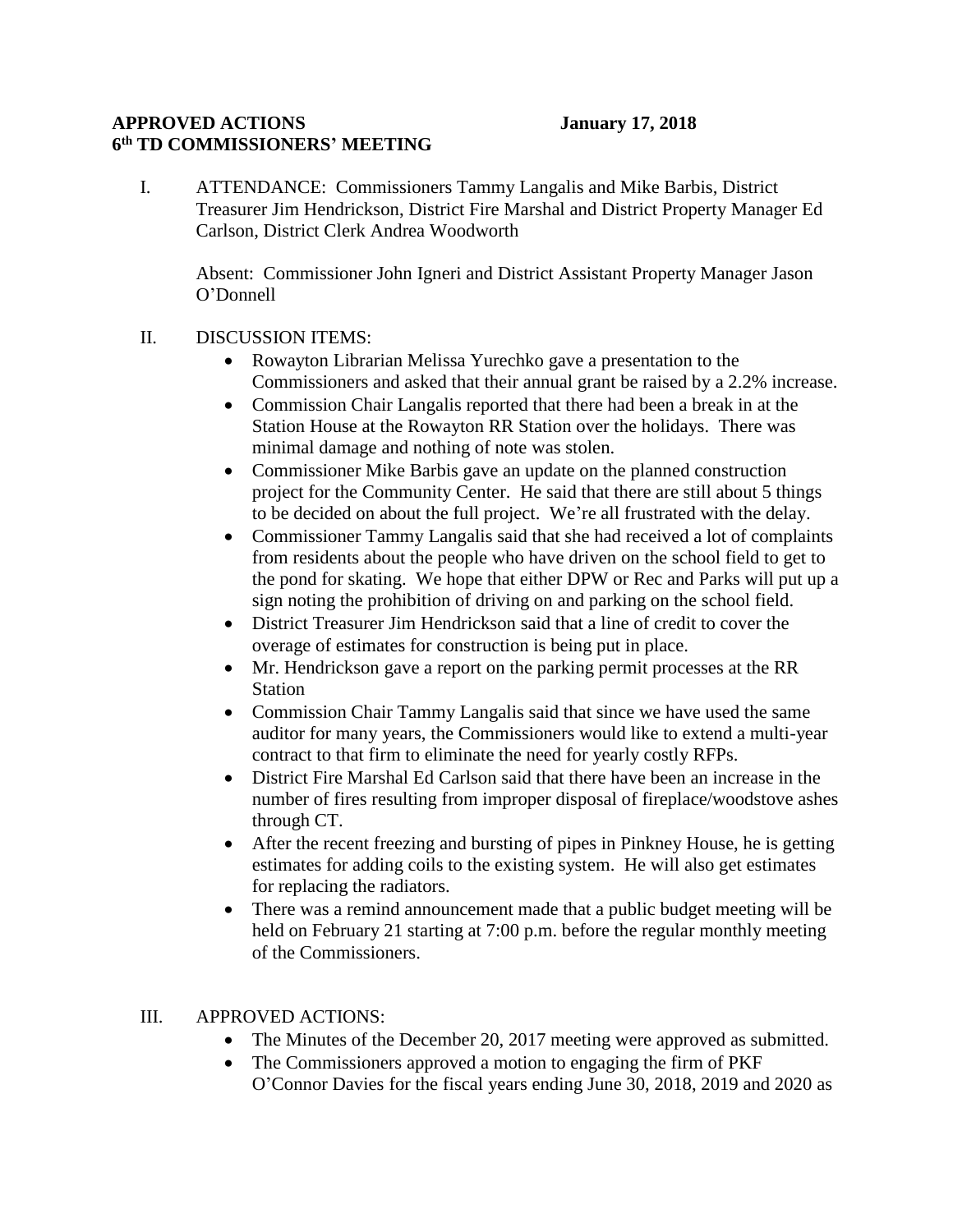**APPROVED ACTIONS** **January 17, 2018**
**6th TD COMMISSIONERS' MEETING**

I. ATTENDANCE: Commissioners Tammy Langalis and Mike Barbis, District Treasurer Jim Hendrickson, District Fire Marshal and District Property Manager Ed Carlson, District Clerk Andrea Woodworth

Absent: Commissioner John Igneri and District Assistant Property Manager Jason O'Donnell

II. DISCUSSION ITEMS:

- Rowayton Librarian Melissa Yurechko gave a presentation to the Commissioners and asked that their annual grant be raised by a 2.2% increase.
- Commission Chair Langalis reported that there had been a break in at the Station House at the Rowayton RR Station over the holidays. There was minimal damage and nothing of note was stolen.
- Commissioner Mike Barbis gave an update on the planned construction project for the Community Center. He said that there are still about 5 things to be decided on about the full project. We're all frustrated with the delay.
- Commissioner Tammy Langalis said that she had received a lot of complaints from residents about the people who have driven on the school field to get to the pond for skating. We hope that either DPW or Rec and Parks will put up a sign noting the prohibition of driving on and parking on the school field.
- District Treasurer Jim Hendrickson said that a line of credit to cover the overage of estimates for construction is being put in place.
- Mr. Hendrickson gave a report on the parking permit processes at the RR Station
- Commission Chair Tammy Langalis said that since we have used the same auditor for many years, the Commissioners would like to extend a multi-year contract to that firm to eliminate the need for yearly costly RFPs.
- District Fire Marshal Ed Carlson said that there have been an increase in the number of fires resulting from improper disposal of fireplace/woodstove ashes through CT.
- After the recent freezing and bursting of pipes in Pinkney House, he is getting estimates for adding coils to the existing system. He will also get estimates for replacing the radiators.
- There was a remind announcement made that a public budget meeting will be held on February 21 starting at 7:00 p.m. before the regular monthly meeting of the Commissioners.

III. APPROVED ACTIONS:

- The Minutes of the December 20, 2017 meeting were approved as submitted.
- The Commissioners approved a motion to engaging the firm of PKF O'Connor Davies for the fiscal years ending June 30, 2018, 2019 and 2020 as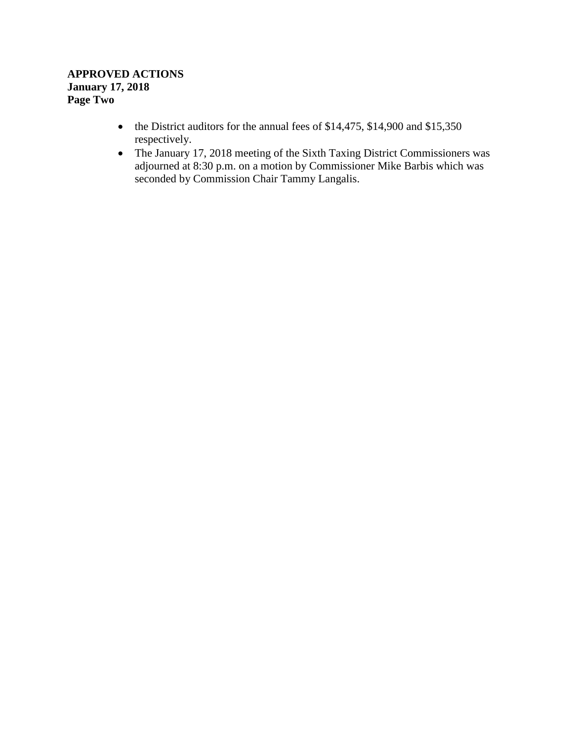**APPROVED ACTIONS**
**January 17, 2018**
**Page Two**

- the District auditors for the annual fees of $14,475, $14,900 and $15,350 respectively.
- The January 17, 2018 meeting of the Sixth Taxing District Commissioners was adjourned at 8:30 p.m. on a motion by Commissioner Mike Barbis which was seconded by Commission Chair Tammy Langalis.